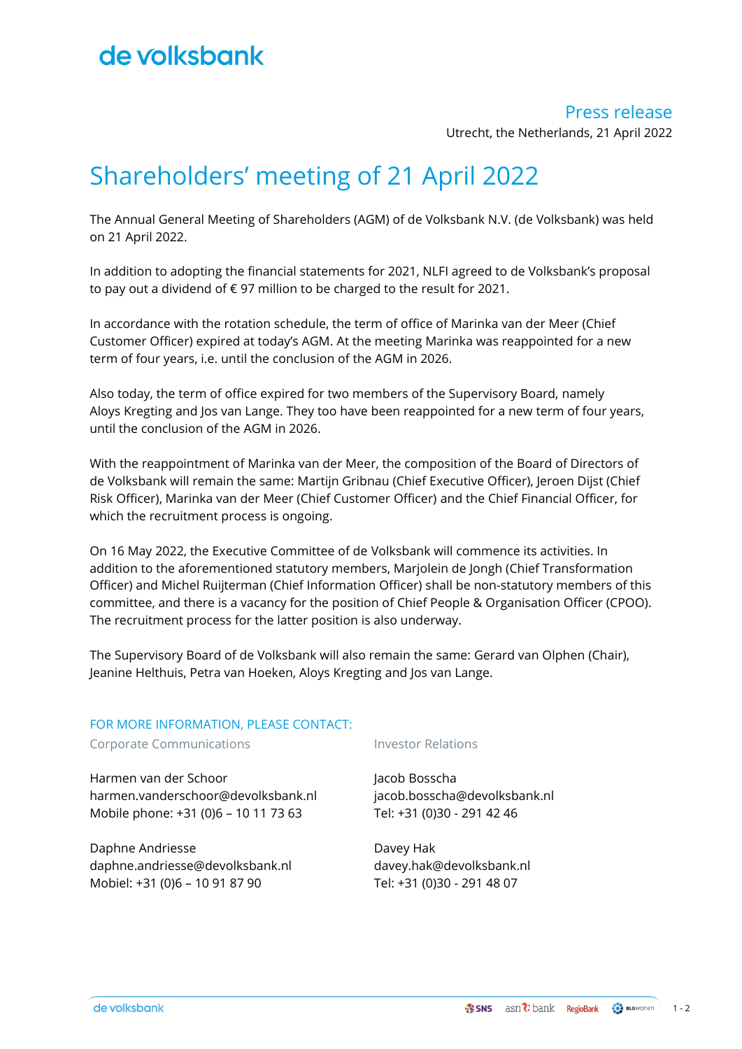de volksbank

Press release

Utrecht, the Netherlands, 21 April 2022

# Shareholders' meeting of 21 April 2022

The Annual General Meeting of Shareholders (AGM) of de Volksbank N.V. (de Volksbank) was held on 21 April 2022.

In addition to adopting the financial statements for 2021, NLFI agreed to de Volksbank's proposal to pay out a dividend of € 97 million to be charged to the result for 2021.

In accordance with the rotation schedule, the term of office of Marinka van der Meer (Chief Customer Officer) expired at today's AGM. At the meeting Marinka was reappointed for a new term of four years, i.e. until the conclusion of the AGM in 2026.

Also today, the term of office expired for two members of the Supervisory Board, namely Aloys Kregting and Jos van Lange. They too have been reappointed for a new term of four years, until the conclusion of the AGM in 2026.

With the reappointment of Marinka van der Meer, the composition of the Board of Directors of de Volksbank will remain the same: Martijn Gribnau (Chief Executive Officer), Jeroen Dijst (Chief Risk Officer), Marinka van der Meer (Chief Customer Officer) and the Chief Financial Officer, for which the recruitment process is ongoing.

On 16 May 2022, the Executive Committee of de Volksbank will commence its activities. In addition to the aforementioned statutory members, Marjolein de Jongh (Chief Transformation Officer) and Michel Ruijterman (Chief Information Officer) shall be non-statutory members of this committee, and there is a vacancy for the position of Chief People & Organisation Officer (CPOO). The recruitment process for the latter position is also underway.

The Supervisory Board of de Volksbank will also remain the same: Gerard van Olphen (Chair), Jeanine Helthuis, Petra van Hoeken, Aloys Kregting and Jos van Lange.

FOR MORE INFORMATION, PLEASE CONTACT:

Corporate Communications

Harmen van der Schoor
harmen.vanderschoor@devolksbank.nl
Mobile phone: +31 (0)6 – 10 11 73 63

Daphne Andriesse
daphne.andriesse@devolksbank.nl
Mobiel: +31 (0)6 – 10 91 87 90

Investor Relations

Jacob Bosscha
jacob.bosscha@devolksbank.nl
Tel: +31 (0)30 - 291 42 46

Davey Hak
davey.hak@devolksbank.nl
Tel: +31 (0)30 - 291 48 07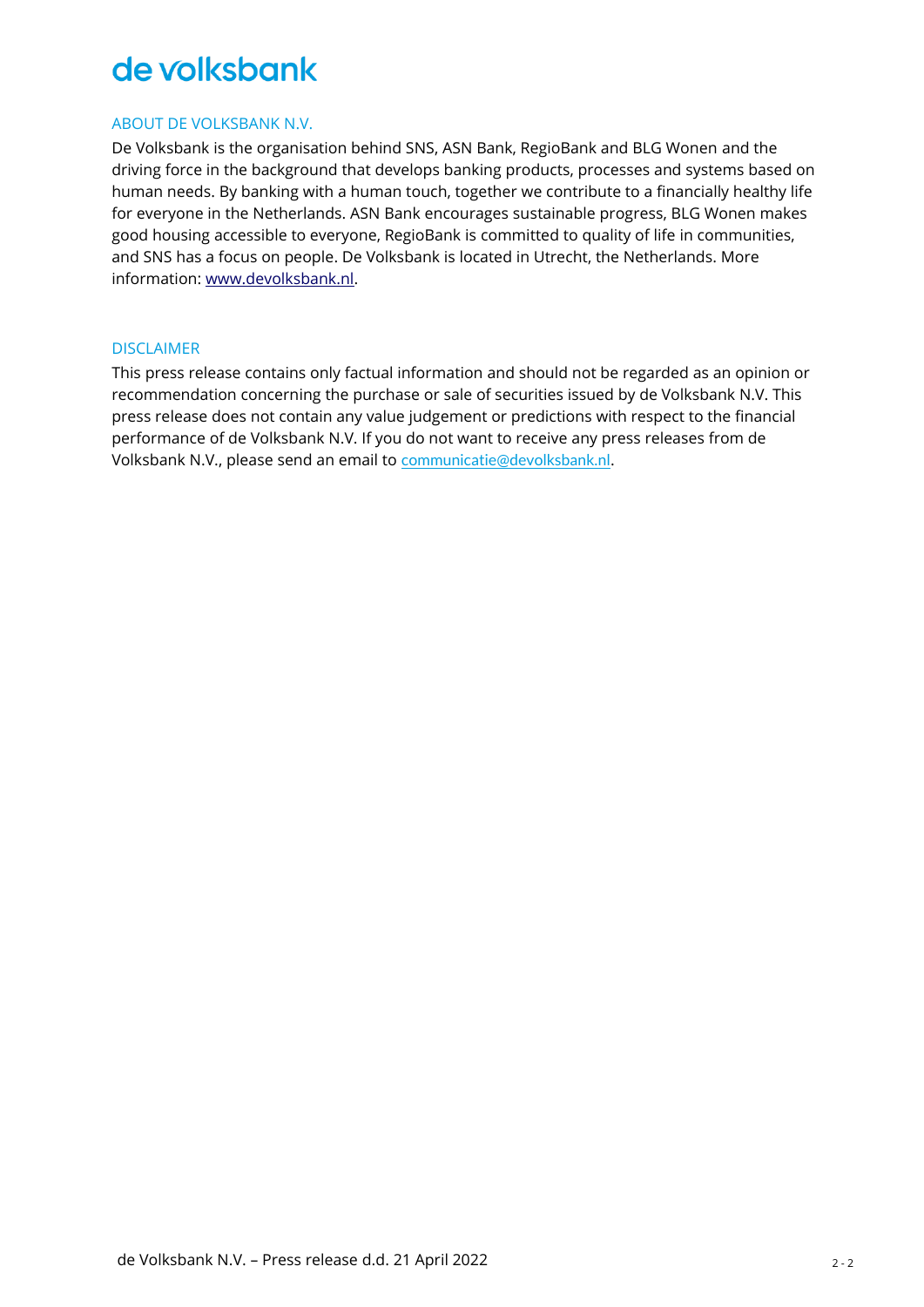## ABOUT DE VOLKSBANK N.V.

De Volksbank is the organisation behind SNS, ASN Bank, RegioBank and BLG Wonen and the driving force in the background that develops banking products, processes and systems based on human needs. By banking with a human touch, together we contribute to a financially healthy life for everyone in the Netherlands. ASN Bank encourages sustainable progress, BLG Wonen makes good housing accessible to everyone, RegioBank is committed to quality of life in communities, and SNS has a focus on people. De Volksbank is located in Utrecht, the Netherlands. More information: www.devolksbank.nl.

## DISCLAIMER

This press release contains only factual information and should not be regarded as an opinion or recommendation concerning the purchase or sale of securities issued by de Volksbank N.V. This press release does not contain any value judgement or predictions with respect to the financial performance of de Volksbank N.V. If you do not want to receive any press releases from de Volksbank N.V., please send an email to communicatie@devolksbank.nl.